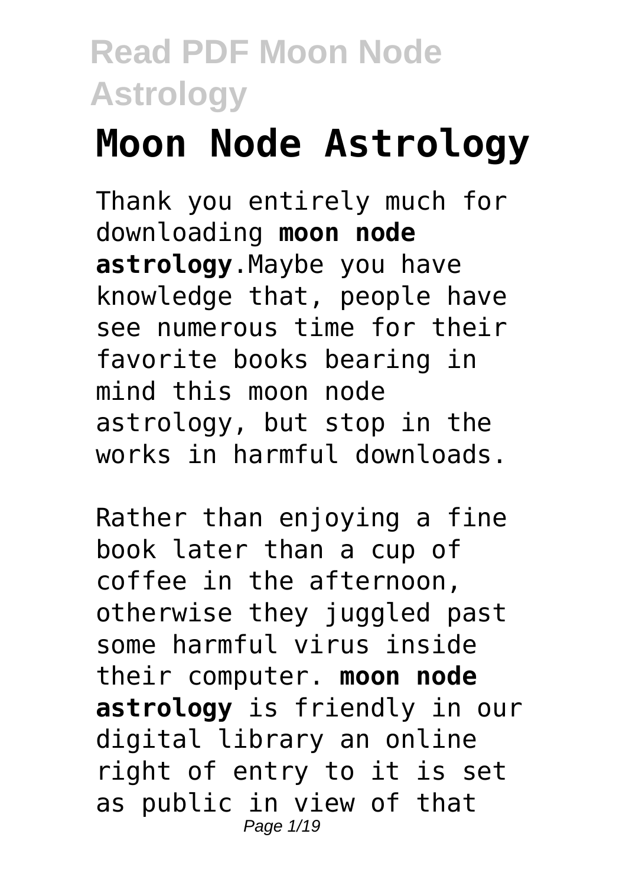# Moon Node Astrology

Thank you entirely much for downloading **moon node astrology**.Maybe you have knowledge that, people have see numerous time for their favorite books bearing in mind this moon node astrology, but stop in the works in harmful downloads.

Rather than enjoying a fine book later than a cup of coffee in the afternoon, otherwise they juggled past some harmful virus inside their computer. **moon node astrology** is friendly in our digital library an online right of entry to it is set as public in view of that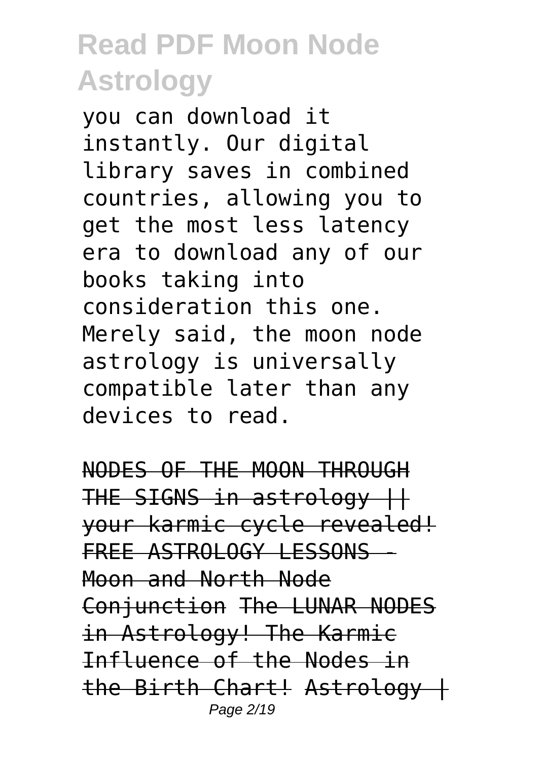you can download it instantly. Our digital library saves in combined countries, allowing you to get the most less latency era to download any of our books taking into consideration this one. Merely said, the moon node astrology is universally compatible later than any devices to read.

~~NODES OF THE MOON THROUGH THE SIGNS in astrology || your karmic cycle revealed!~~ ~~FREE ASTROLOGY LESSONS - Moon and North Node Conjunction~~ ~~The LUNAR NODES in Astrology! The Karmic Influence of the Nodes in the Birth Chart!~~ ~~Astrology |~~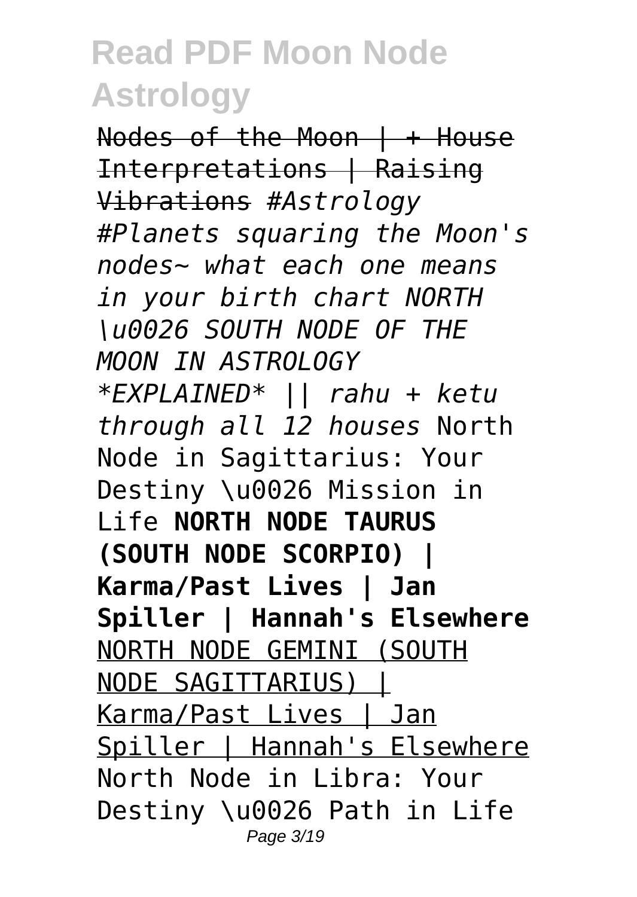# Read PDF Moon Node Astrology

Nodes of the Moon | + House Interpretations | Raising Vibrations *#Astrology #Planets squaring the Moon's nodes~ what each one means in your birth chart NORTH \u0026 SOUTH NODE OF THE MOON IN ASTROLOGY *EXPLAINED* || rahu + ketu through all 12 houses* North Node in Sagittarius: Your Destiny \u0026 Mission in Life **NORTH NODE TAURUS (SOUTH NODE SCORPIO) | Karma/Past Lives | Jan Spiller | Hannah's Elsewhere** NORTH NODE GEMINI (SOUTH NODE SAGITTARIUS) | Karma/Past Lives | Jan Spiller | Hannah's Elsewhere North Node in Libra: Your Destiny \u0026 Path in Life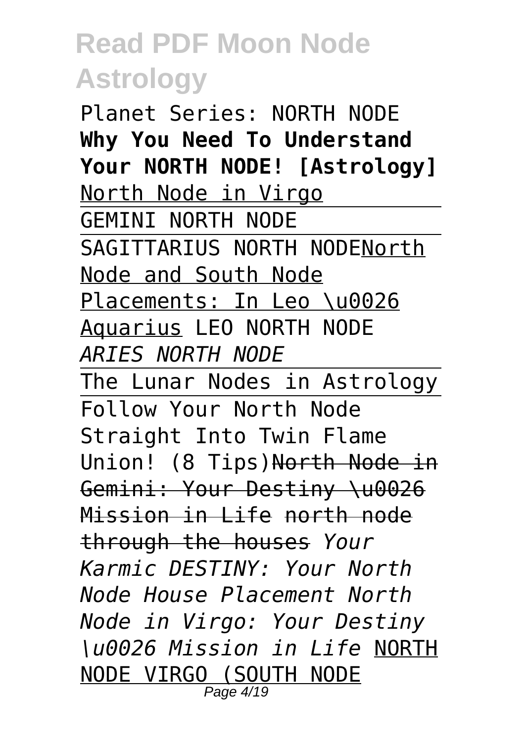Planet Series: NORTH NODE **Why You Need To Understand Your NORTH NODE! [Astrology]** North Node in Virgo

GEMINI NORTH NODE

SAGITTARIUS NORTH NODENorth Node and South Node Placements: In Leo \u0026 Aquarius LEO NORTH NODE *ARIES NORTH NODE*

The Lunar Nodes in Astrology

Follow Your North Node Straight Into Twin Flame Union! (8 Tips)~~North Node in Gemini: Your Destiny \u0026 Mission in Life~~ ~~north node through the houses~~ *Your Karmic DESTINY: Your North Node House Placement North Node in Virgo: Your Destiny \u0026 Mission in Life* NORTH NODE VIRGO (SOUTH NODE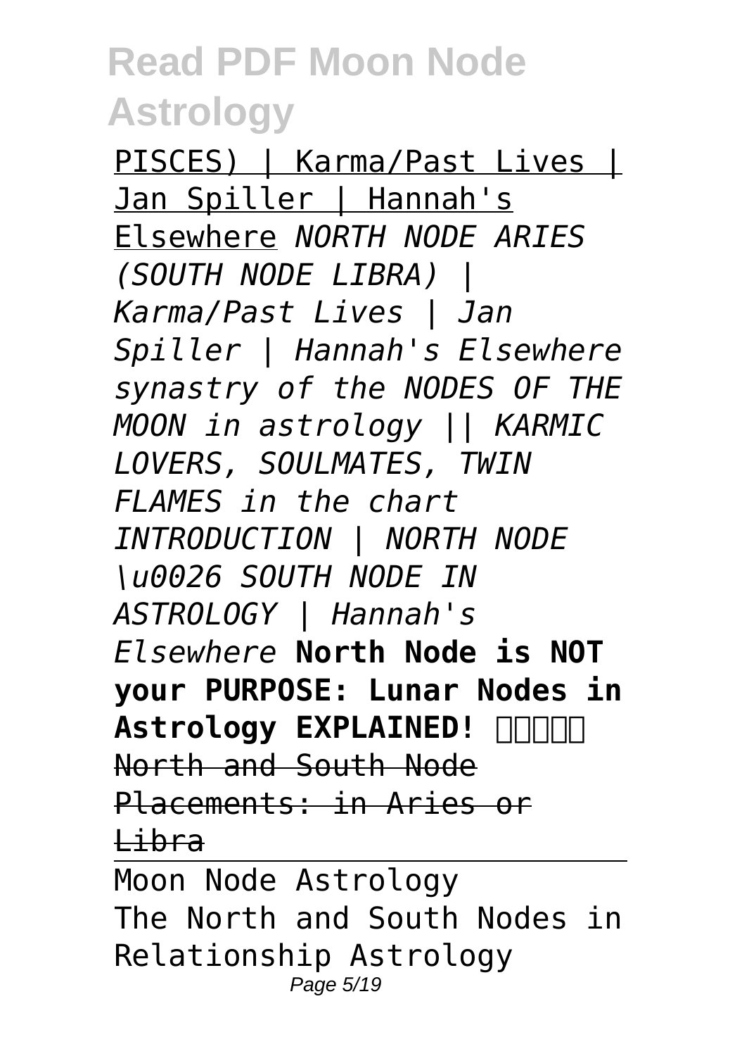PISCES) | Karma/Past Lives | Jan Spiller | Hannah's Elsewhere *NORTH NODE ARIES (SOUTH NODE LIBRA) | Karma/Past Lives | Jan Spiller | Hannah's Elsewhere synastry of the NODES OF THE MOON in astrology || KARMIC LOVERS, SOULMATES, TWIN FLAMES in the chart INTRODUCTION | NORTH NODE \u0026 SOUTH NODE IN ASTROLOGY | Hannah's Elsewhere* **North Node is NOT your PURPOSE: Lunar Nodes in Astrology EXPLAINED!** ~~North and South Node Placements: in Aries or Libra~~

Moon Node Astrology

The North and South Nodes in Relationship Astrology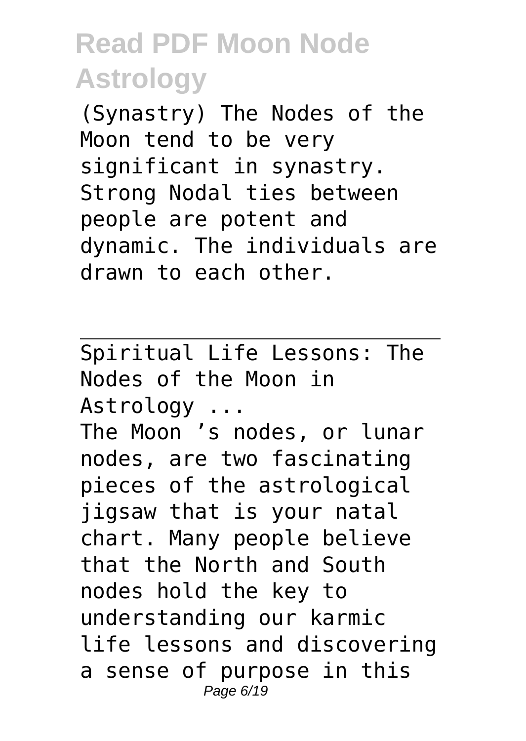(Synastry) The Nodes of the Moon tend to be very significant in synastry. Strong Nodal ties between people are potent and dynamic. The individuals are drawn to each other.

---

Spiritual Life Lessons: The Nodes of the Moon in Astrology ...

The Moon 's nodes, or lunar nodes, are two fascinating pieces of the astrological jigsaw that is your natal chart. Many people believe that the North and South nodes hold the key to understanding our karmic life lessons and discovering a sense of purpose in this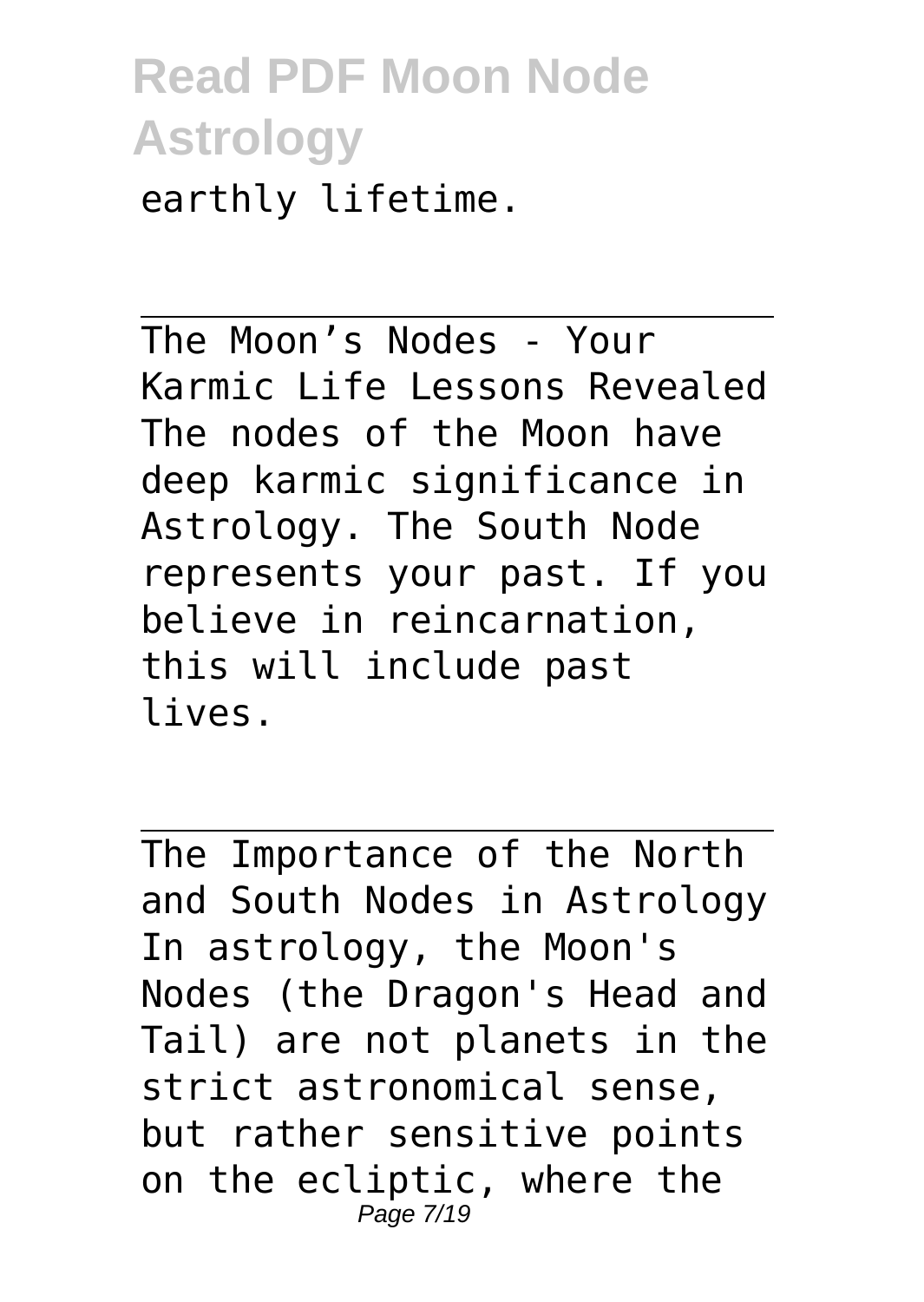earthly lifetime.

The Moon's Nodes - Your Karmic Life Lessons Revealed
The nodes of the Moon have deep karmic significance in Astrology. The South Node represents your past. If you believe in reincarnation, this will include past lives.

The Importance of the North and South Nodes in Astrology
In astrology, the Moon's Nodes (the Dragon's Head and Tail) are not planets in the strict astronomical sense, but rather sensitive points on the ecliptic, where the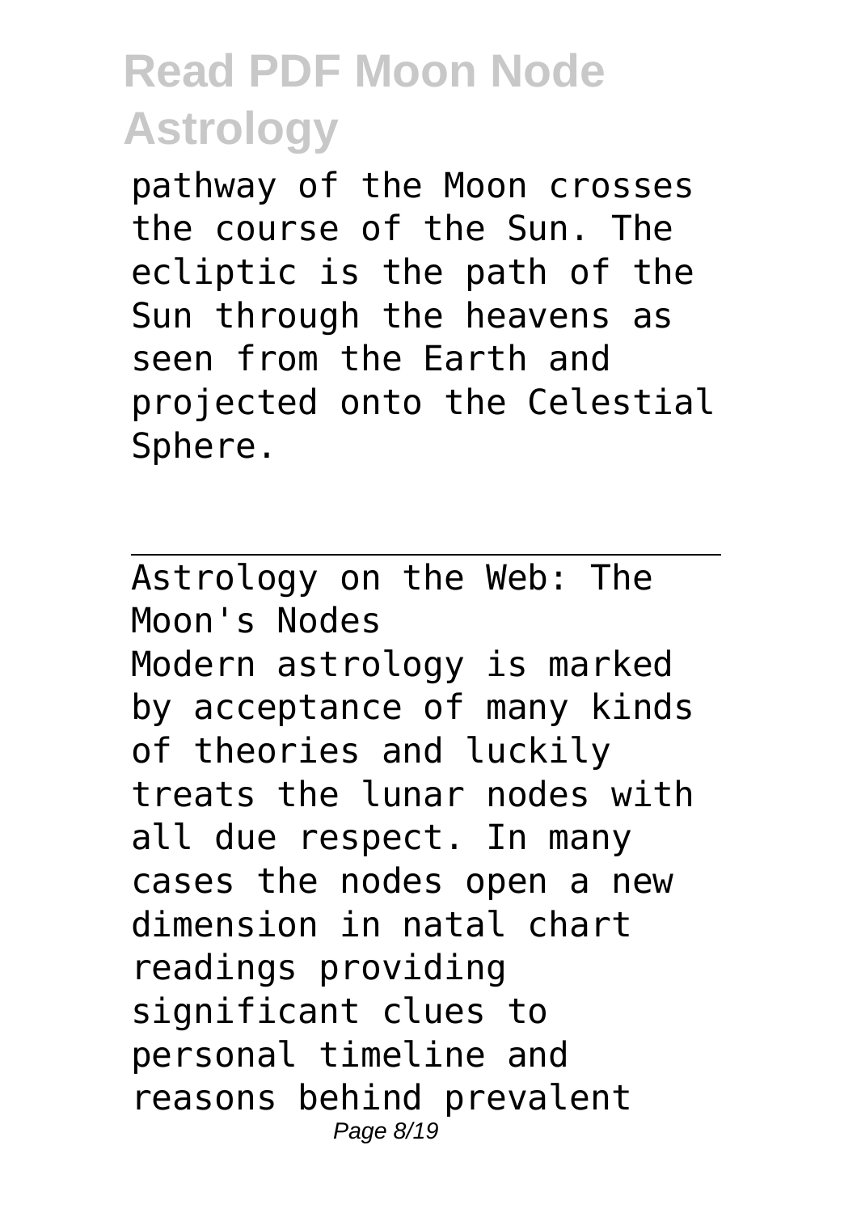pathway of the Moon crosses the course of the Sun. The ecliptic is the path of the Sun through the heavens as seen from the Earth and projected onto the Celestial Sphere.

---

Astrology on the Web: The Moon's Nodes

Modern astrology is marked by acceptance of many kinds of theories and luckily treats the lunar nodes with all due respect. In many cases the nodes open a new dimension in natal chart readings providing significant clues to personal timeline and reasons behind prevalent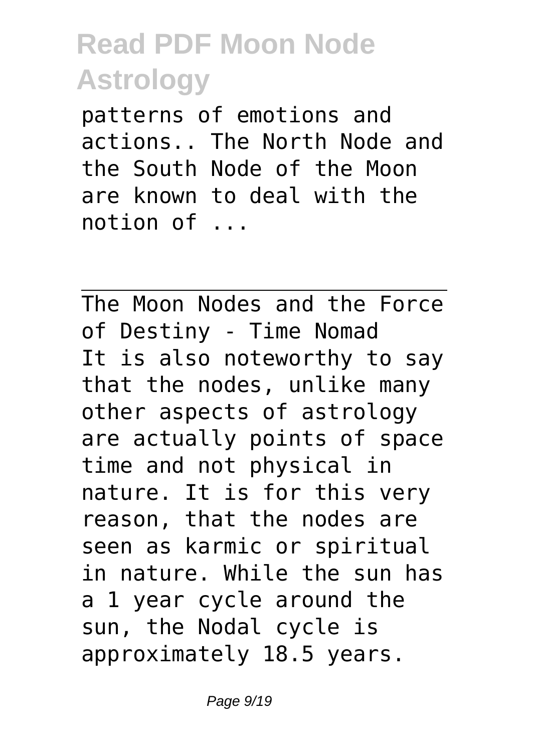patterns of emotions and actions.. The North Node and the South Node of the Moon are known to deal with the notion of ...

## The Moon Nodes and the Force of Destiny - Time Nomad

It is also noteworthy to say that the nodes, unlike many other aspects of astrology are actually points of space time and not physical in nature. It is for this very reason, that the nodes are seen as karmic or spiritual in nature. While the sun has a 1 year cycle around the sun, the Nodal cycle is approximately 18.5 years.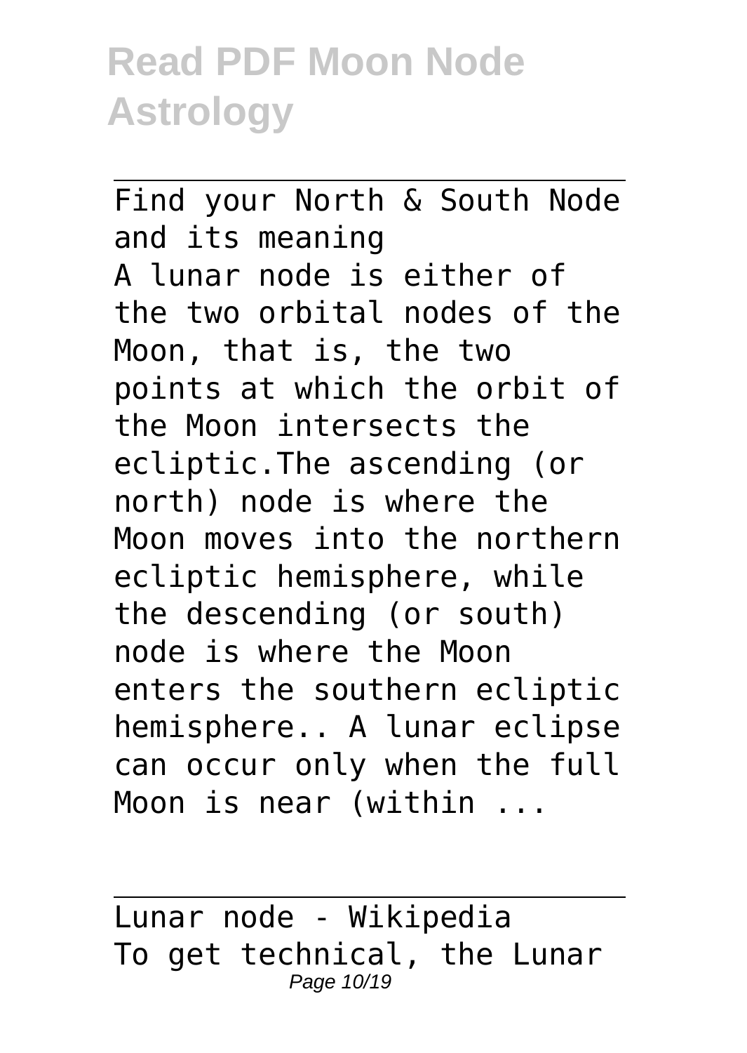Find your North & South Node and its meaning

A lunar node is either of the two orbital nodes of the Moon, that is, the two points at which the orbit of the Moon intersects the ecliptic.The ascending (or north) node is where the Moon moves into the northern ecliptic hemisphere, while the descending (or south) node is where the Moon enters the southern ecliptic hemisphere.. A lunar eclipse can occur only when the full Moon is near (within ...

Lunar node - Wikipedia

To get technical, the Lunar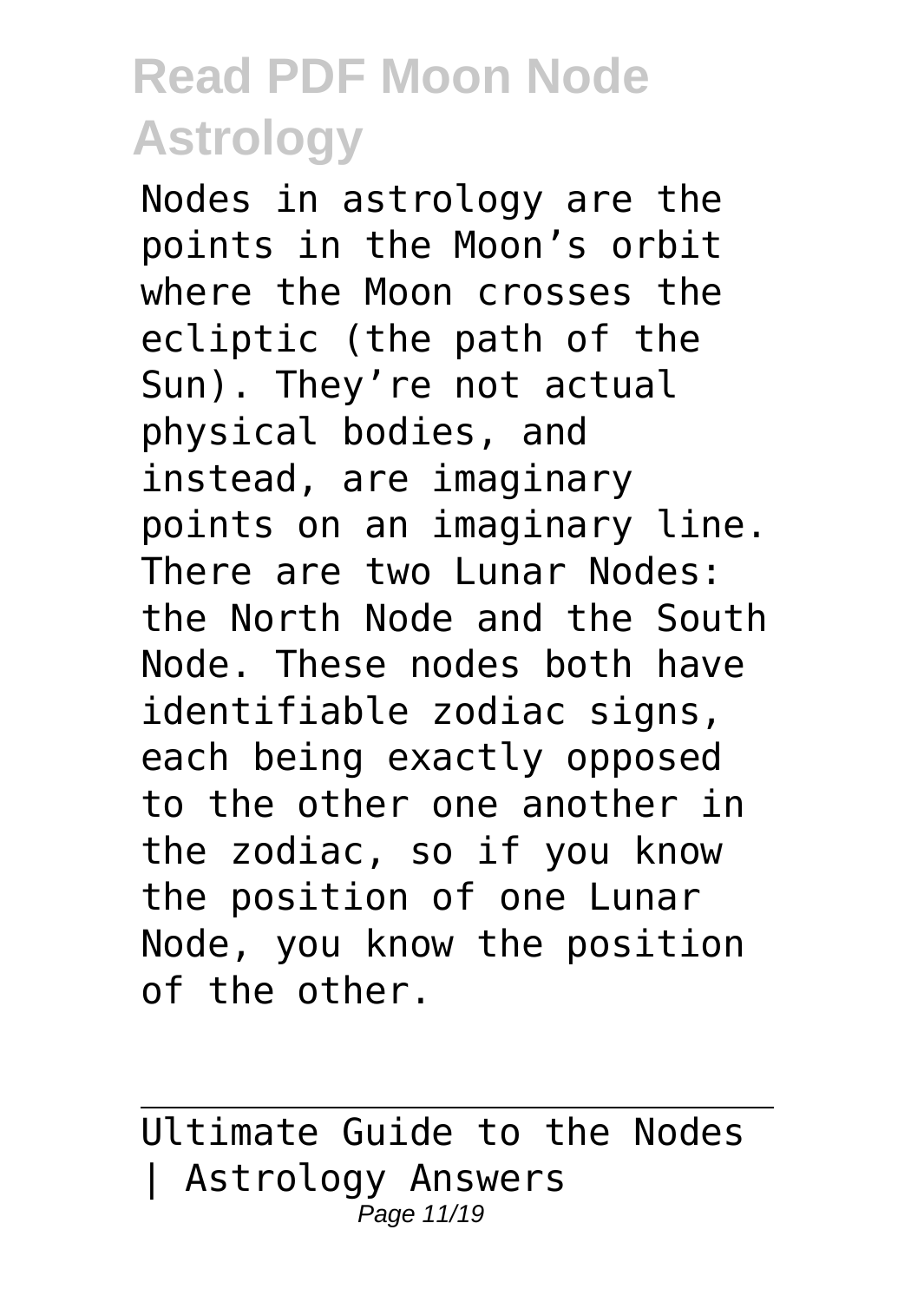Nodes in astrology are the points in the Moon's orbit where the Moon crosses the ecliptic (the path of the Sun). They're not actual physical bodies, and instead, are imaginary points on an imaginary line. There are two Lunar Nodes: the North Node and the South Node. These nodes both have identifiable zodiac signs, each being exactly opposed to the other one another in the zodiac, so if you know the position of one Lunar Node, you know the position of the other.

---

Ultimate Guide to the Nodes | Astrology Answers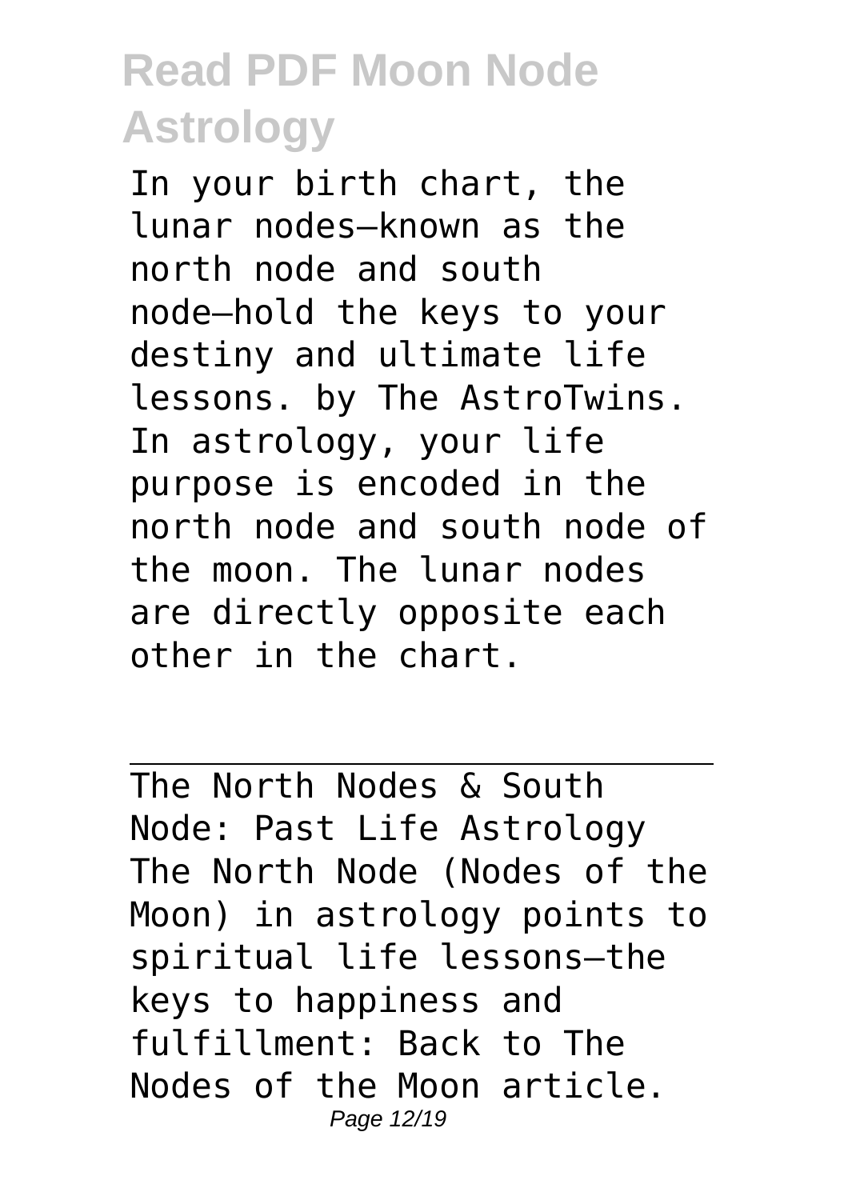In your birth chart, the lunar nodes—known as the north node and south node—hold the keys to your destiny and ultimate life lessons. by The AstroTwins. In astrology, your life purpose is encoded in the north node and south node of the moon. The lunar nodes are directly opposite each other in the chart.

---

The North Nodes & South Node: Past Life Astrology
The North Node (Nodes of the Moon) in astrology points to spiritual life lessons—the keys to happiness and fulfillment: Back to The Nodes of the Moon article.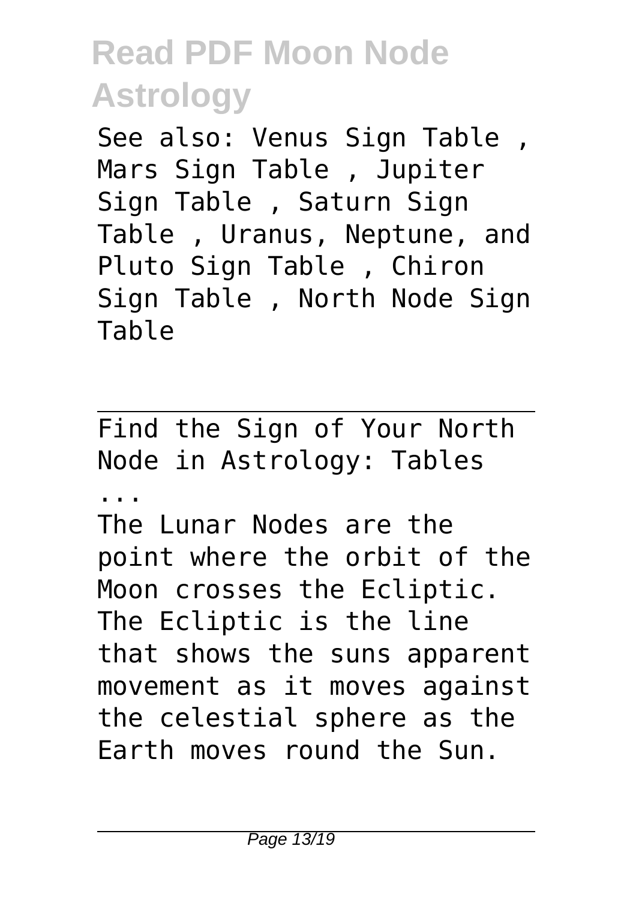See also: Venus Sign Table , Mars Sign Table , Jupiter Sign Table , Saturn Sign Table , Uranus, Neptune, and Pluto Sign Table , Chiron Sign Table , North Node Sign Table

---

Find the Sign of Your North Node in Astrology: Tables ...

The Lunar Nodes are the point where the orbit of the Moon crosses the Ecliptic. The Ecliptic is the line that shows the suns apparent movement as it moves against the celestial sphere as the Earth moves round the Sun.

---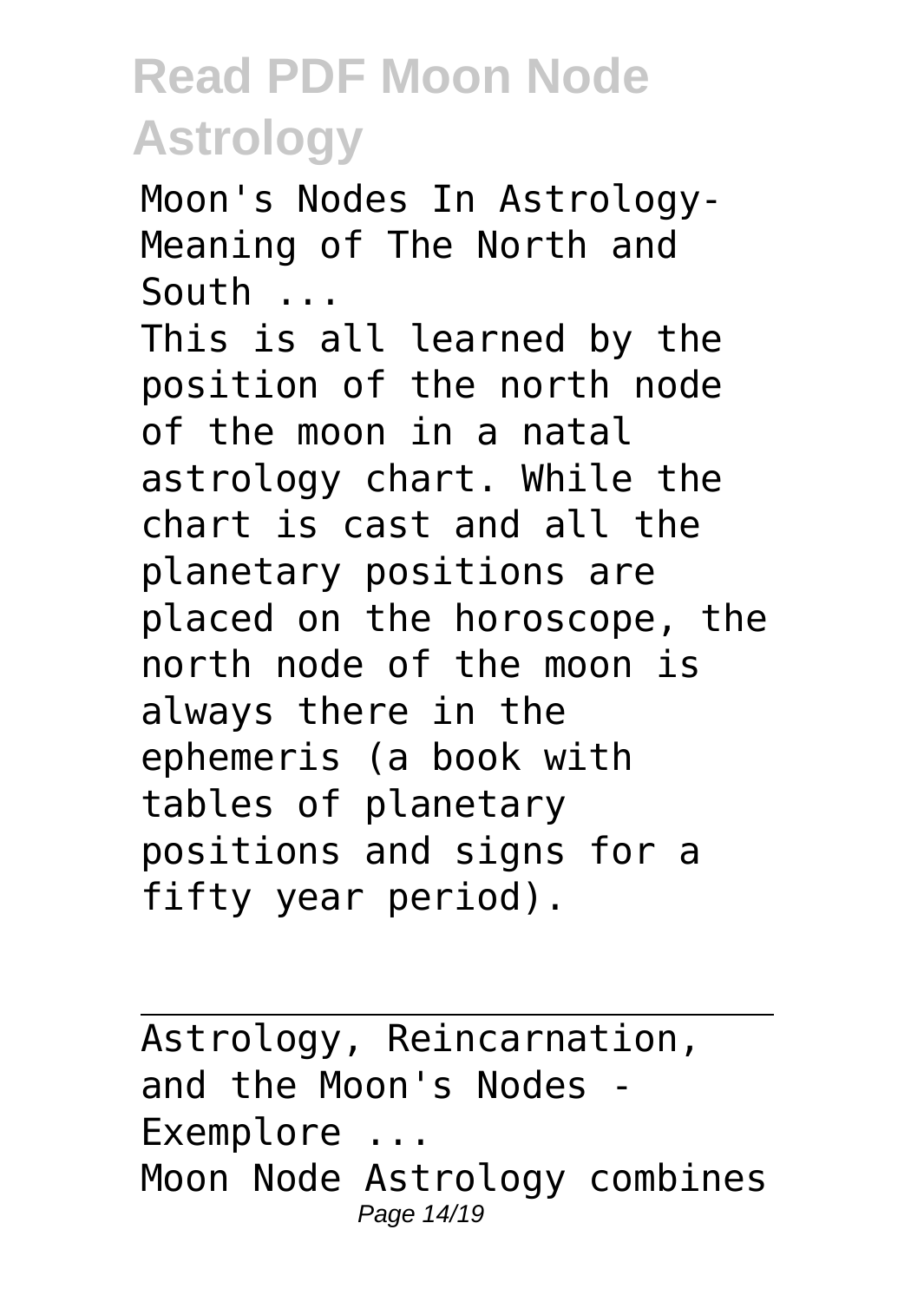Moon's Nodes In Astrology- Meaning of The North and South ...

This is all learned by the position of the north node of the moon in a natal astrology chart. While the chart is cast and all the planetary positions are placed on the horoscope, the north node of the moon is always there in the ephemeris (a book with tables of planetary positions and signs for a fifty year period).

---

Astrology, Reincarnation, and the Moon's Nodes - Exemplore ...

Moon Node Astrology combines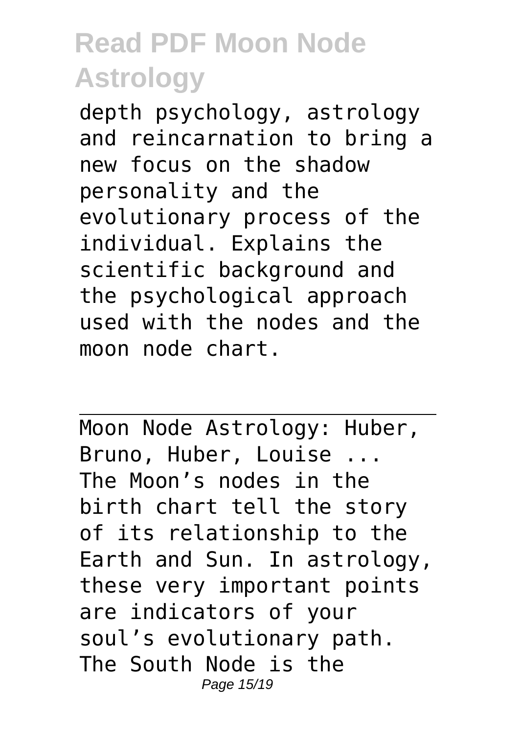depth psychology, astrology and reincarnation to bring a new focus on the shadow personality and the evolutionary process of the individual. Explains the scientific background and the psychological approach used with the nodes and the moon node chart.

---

Moon Node Astrology: Huber, Bruno, Huber, Louise ...

The Moon's nodes in the birth chart tell the story of its relationship to the Earth and Sun. In astrology, these very important points are indicators of your soul's evolutionary path. The South Node is the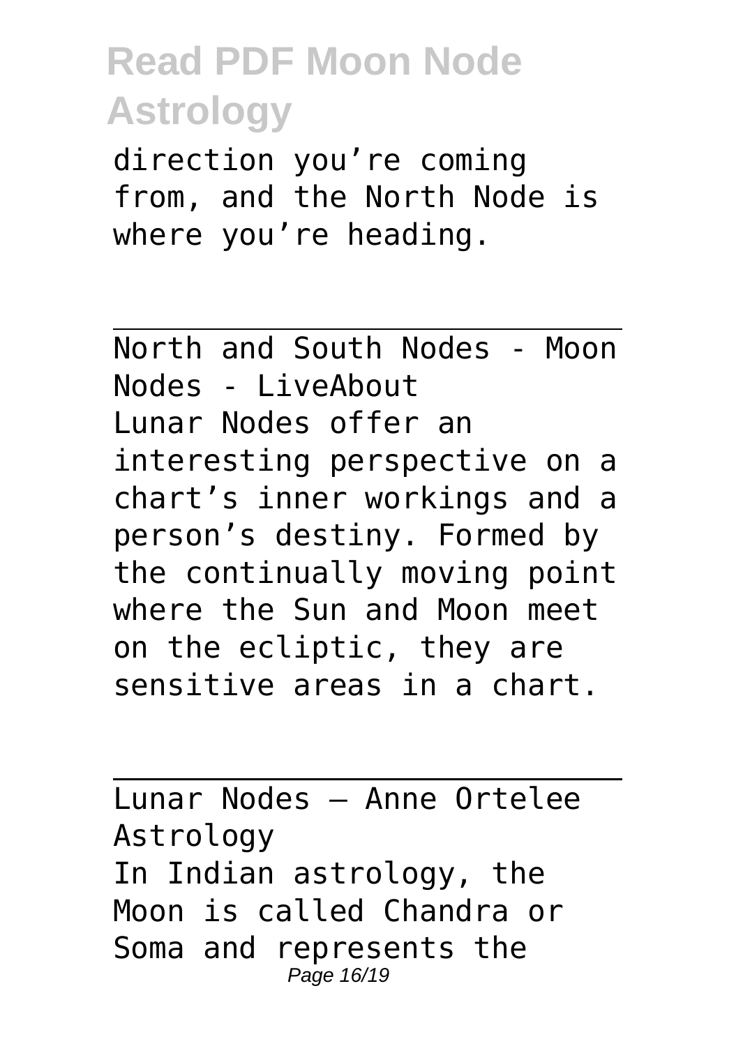direction you're coming from, and the North Node is where you're heading.

North and South Nodes - Moon Nodes - LiveAbout

Lunar Nodes offer an interesting perspective on a chart's inner workings and a person's destiny. Formed by the continually moving point where the Sun and Moon meet on the ecliptic, they are sensitive areas in a chart.

Lunar Nodes – Anne Ortelee Astrology

In Indian astrology, the Moon is called Chandra or Soma and represents the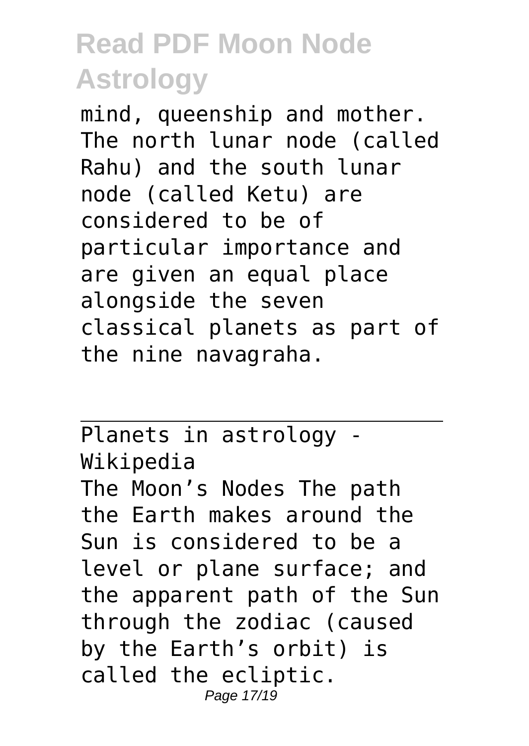mind, queenship and mother. The north lunar node (called Rahu) and the south lunar node (called Ketu) are considered to be of particular importance and are given an equal place alongside the seven classical planets as part of the nine navagraha.

---

Planets in astrology - Wikipedia

The Moon's Nodes The path the Earth makes around the Sun is considered to be a level or plane surface; and the apparent path of the Sun through the zodiac (caused by the Earth's orbit) is called the ecliptic.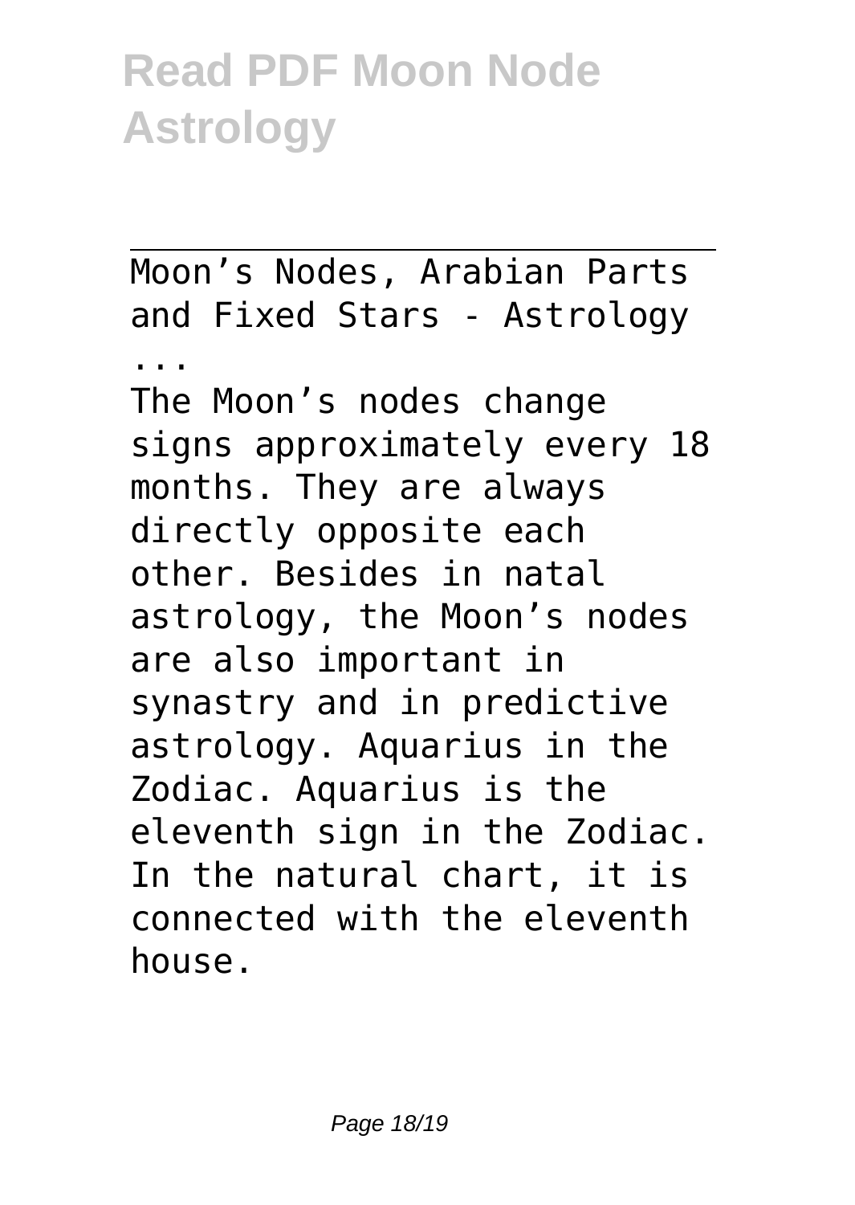Moon's Nodes, Arabian Parts and Fixed Stars - Astrology ...

The Moon's nodes change signs approximately every 18 months. They are always directly opposite each other. Besides in natal astrology, the Moon's nodes are also important in synastry and in predictive astrology. Aquarius in the Zodiac. Aquarius is the eleventh sign in the Zodiac. In the natural chart, it is connected with the eleventh house.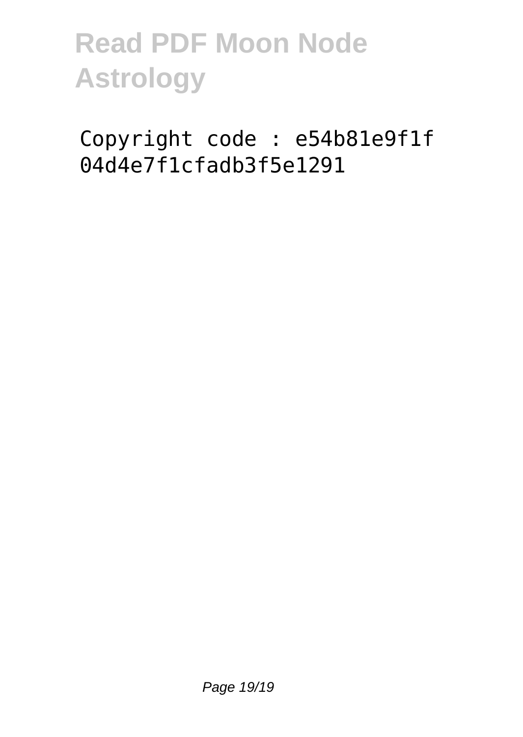Copyright code : e54b81e9f1f04d4e7f1cfadb3f5e1291